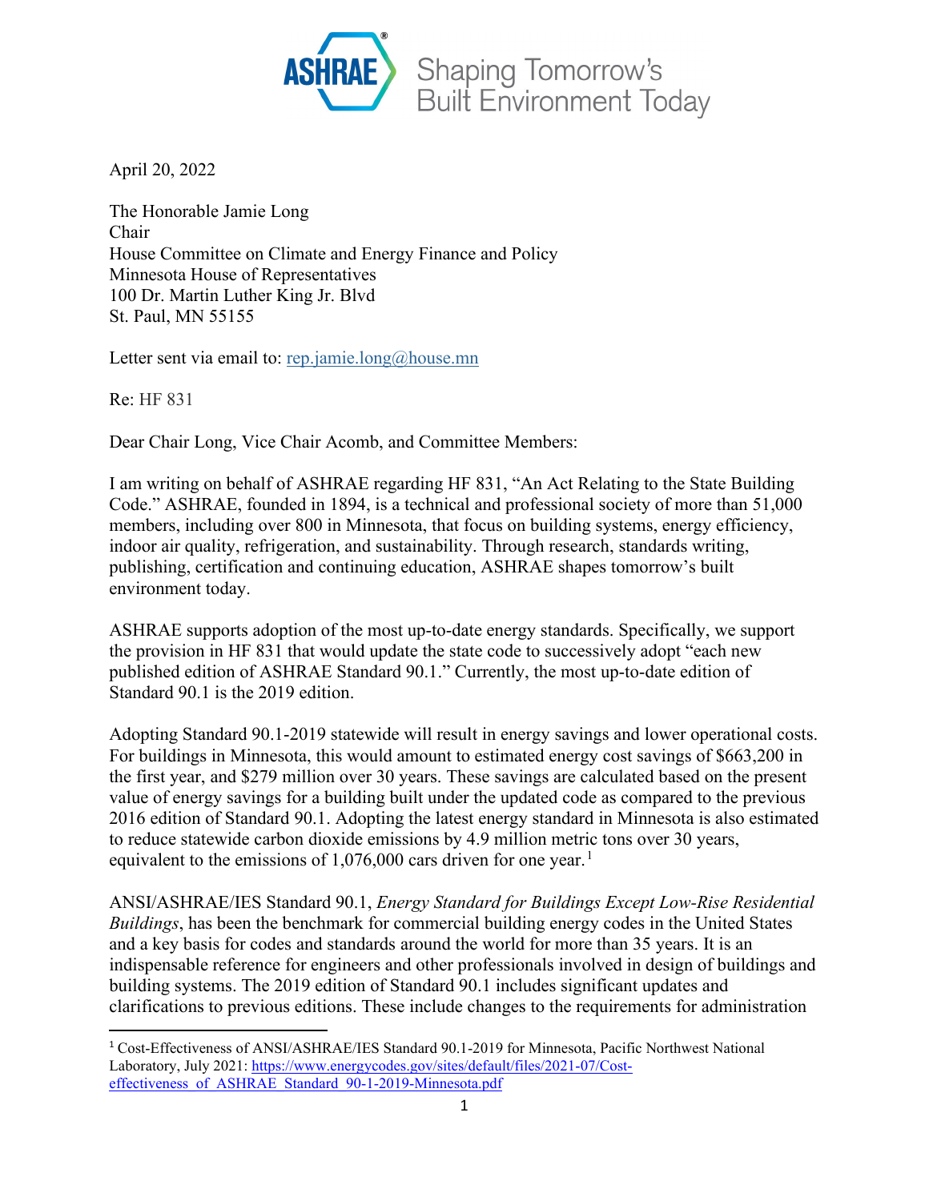ASHRAE® Shaping Tomorrow's Built Environment Today

April 20, 2022

The Honorable Jamie Long
Chair
House Committee on Climate and Energy Finance and Policy
Minnesota House of Representatives
100 Dr. Martin Luther King Jr. Blvd
St. Paul, MN 55155

Letter sent via email to: rep.jamie.long@house.mn

Re: HF 831

Dear Chair Long, Vice Chair Acomb, and Committee Members:

I am writing on behalf of ASHRAE regarding HF 831, "An Act Relating to the State Building Code." ASHRAE, founded in 1894, is a technical and professional society of more than 51,000 members, including over 800 in Minnesota, that focus on building systems, energy efficiency, indoor air quality, refrigeration, and sustainability. Through research, standards writing, publishing, certification and continuing education, ASHRAE shapes tomorrow's built environment today.

ASHRAE supports adoption of the most up-to-date energy standards. Specifically, we support the provision in HF 831 that would update the state code to successively adopt "each new published edition of ASHRAE Standard 90.1." Currently, the most up-to-date edition of Standard 90.1 is the 2019 edition.

Adopting Standard 90.1-2019 statewide will result in energy savings and lower operational costs. For buildings in Minnesota, this would amount to estimated energy cost savings of $663,200 in the first year, and $279 million over 30 years. These savings are calculated based on the present value of energy savings for a building built under the updated code as compared to the previous 2016 edition of Standard 90.1. Adopting the latest energy standard in Minnesota is also estimated to reduce statewide carbon dioxide emissions by 4.9 million metric tons over 30 years, equivalent to the emissions of 1,076,000 cars driven for one year.[1]

ANSI/ASHRAE/IES Standard 90.1, *Energy Standard for Buildings Except Low-Rise Residential Buildings*, has been the benchmark for commercial building energy codes in the United States and a key basis for codes and standards around the world for more than 35 years. It is an indispensable reference for engineers and other professionals involved in design of buildings and building systems. The 2019 edition of Standard 90.1 includes significant updates and clarifications to previous editions. These include changes to the requirements for administration

---

[1] Cost-Effectiveness of ANSI/ASHRAE/IES Standard 90.1-2019 for Minnesota, Pacific Northwest National Laboratory, July 2021: https://www.energycodes.gov/sites/default/files/2021-07/Cost-effectiveness_of_ASHRAE_Standard_90-1-2019-Minnesota.pdf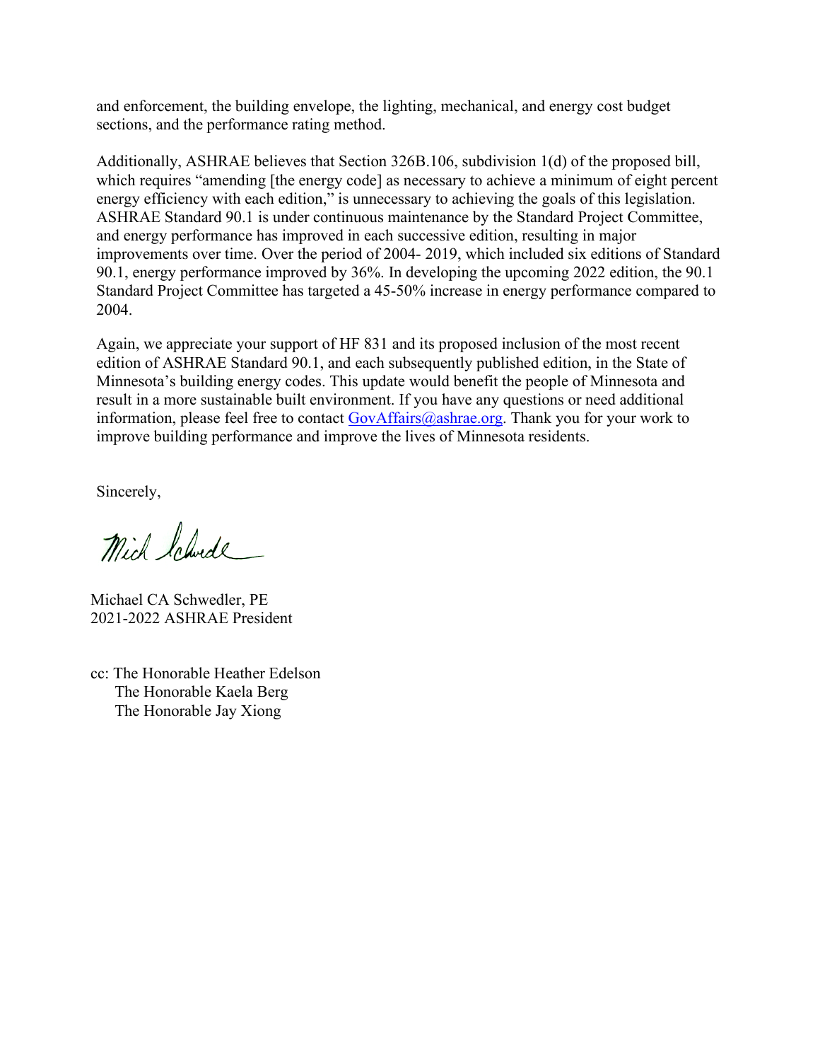and enforcement, the building envelope, the lighting, mechanical, and energy cost budget sections, and the performance rating method.

Additionally, ASHRAE believes that Section 326B.106, subdivision 1(d) of the proposed bill, which requires "amending [the energy code] as necessary to achieve a minimum of eight percent energy efficiency with each edition," is unnecessary to achieving the goals of this legislation. ASHRAE Standard 90.1 is under continuous maintenance by the Standard Project Committee, and energy performance has improved in each successive edition, resulting in major improvements over time. Over the period of 2004- 2019, which included six editions of Standard 90.1, energy performance improved by 36%. In developing the upcoming 2022 edition, the 90.1 Standard Project Committee has targeted a 45-50% increase in energy performance compared to 2004.

Again, we appreciate your support of HF 831 and its proposed inclusion of the most recent edition of ASHRAE Standard 90.1, and each subsequently published edition, in the State of Minnesota's building energy codes. This update would benefit the people of Minnesota and result in a more sustainable built environment. If you have any questions or need additional information, please feel free to contact GovAffairs@ashrae.org. Thank you for your work to improve building performance and improve the lives of Minnesota residents.

Sincerely,

Michael CA Schwedler, PE
2021-2022 ASHRAE President

cc: The Honorable Heather Edelson
The Honorable Kaela Berg
The Honorable Jay Xiong